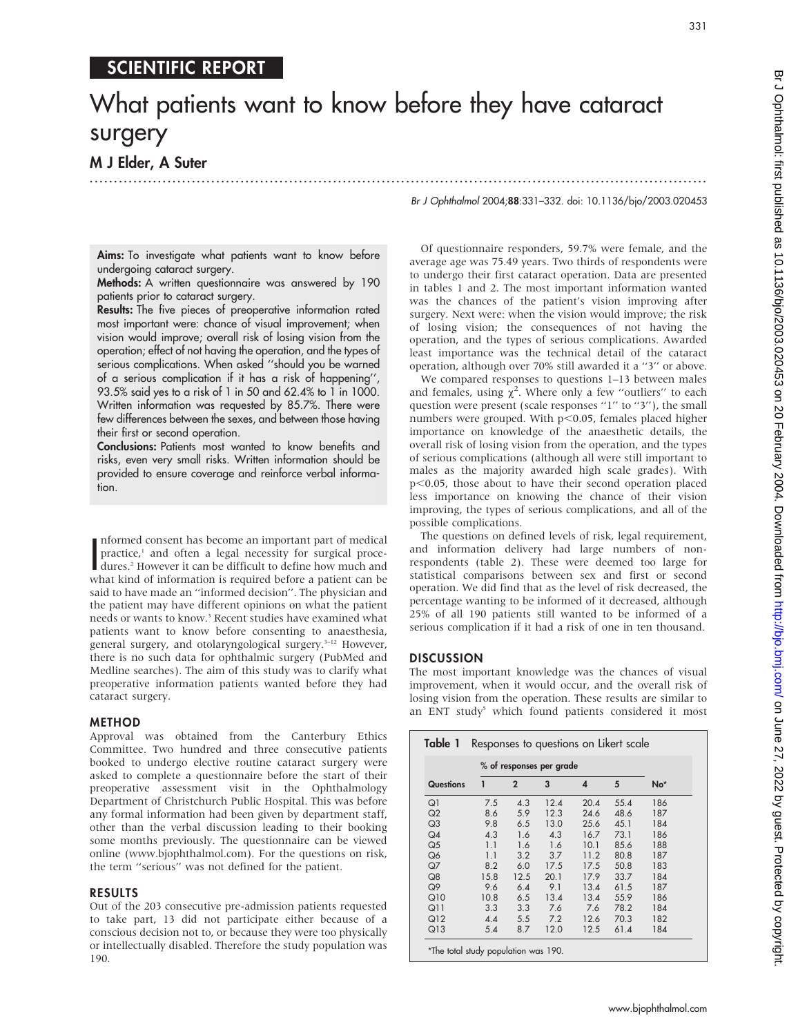SCIENTIFIC REPORT

# What patients want to know before they have cataract surgery

**M J Elder, A Suter**

Br J Ophthalmol 2004;88:331–332. doi: 10.1136/bjo/2003.020453

**Aims:** To investigate what patients want to know before undergoing cataract surgery.

**Methods:** A written questionnaire was answered by 190 patients prior to cataract surgery.

**Results:** The five pieces of preoperative information rated most important were: chance of visual improvement; when vision would improve; overall risk of losing vision from the operation; effect of not having the operation, and the types of serious complications. When asked "should you be warned of a serious complication if it has a risk of happening", 93.5% said yes to a risk of 1 in 50 and 62.4% to 1 in 1000. Written information was requested by 85.7%. There were few differences between the sexes, and between those having their first or second operation.

**Conclusions:** Patients most wanted to know benefits and risks, even very small risks. Written information should be provided to ensure coverage and reinforce verbal information.

Informed consent has become an important part of medical practice,[1] and often a legal necessity for surgical procedures.[2] However it can be difficult to define how much and what kind of information is required before a patient can be said to have made an "informed decision". The physician and the patient may have different opinions on what the patient needs or wants to know.[3] Recent studies have examined what patients want to know before consenting to anaesthesia, general surgery, and otolaryngological surgery.[3–12] However, there is no such data for ophthalmic surgery (PubMed and Medline searches). The aim of this study was to clarify what preoperative information patients wanted before they had cataract surgery.

## METHOD

Approval was obtained from the Canterbury Ethics Committee. Two hundred and three consecutive patients booked to undergo elective routine cataract surgery were asked to complete a questionnaire before the start of their preoperative assessment visit in the Ophthalmology Department of Christchurch Public Hospital. This was before any formal information had been given by department staff, other than the verbal discussion leading to their booking some months previously. The questionnaire can be viewed online (www.bjophthalmol.com). For the questions on risk, the term "serious" was not defined for the patient.

## RESULTS

Out of the 203 consecutive pre-admission patients requested to take part, 13 did not participate either because of a conscious decision not to, or because they were too physically or intellectually disabled. Therefore the study population was 190.

Of questionnaire responders, 59.7% were female, and the average age was 75.49 years. Two thirds of respondents were to undergo their first cataract operation. Data are presented in tables 1 and 2. The most important information wanted was the chances of the patient's vision improving after surgery. Next were: when the vision would improve; the risk of losing vision; the consequences of not having the operation, and the types of serious complications. Awarded least importance was the technical detail of the cataract operation, although over 70% still awarded it a "3" or above.

We compared responses to questions 1–13 between males and females, using $\chi^2$. Where only a few "outliers" to each question were present (scale responses "1" to "3"), the small numbers were grouped. With $p<0.05$, females placed higher importance on knowledge of the anaesthetic details, the overall risk of losing vision from the operation, and the types of serious complications (although all were still important to males as the majority awarded high scale grades). With $p<0.05$, those about to have their second operation placed less importance on knowing the chance of their vision improving, the types of serious complications, and all of the possible complications.

The questions on defined levels of risk, legal requirement, and information delivery had large numbers of non-respondents (table 2). These were deemed too large for statistical comparisons between sex and first or second operation. We did find that as the level of risk decreased, the percentage wanting to be informed of it decreased, although 25% of all 190 patients still wanted to be informed of a serious complication if it had a risk of one in ten thousand.

## DISCUSSION

The most important knowledge was the chances of visual improvement, when it would occur, and the overall risk of losing vision from the operation. These results are similar to an ENT study[5] which found patients considered it most

**Table 1** Responses to questions on Likert scale

| | % of responses per grade | | | | | |
|---|---|---|---|---|---|---|
| Questions | 1 | 2 | 3 | 4 | 5 | No* |
| Q1 | 7.5 | 4.3 | 12.4 | 20.4 | 55.4 | 186 |
| Q2 | 8.6 | 5.9 | 12.3 | 24.6 | 48.6 | 187 |
| Q3 | 9.8 | 6.5 | 13.0 | 25.6 | 45.1 | 184 |
| Q4 | 4.3 | 1.6 | 4.3 | 16.7 | 73.1 | 186 |
| Q5 | 1.1 | 1.6 | 1.6 | 10.1 | 85.6 | 188 |
| Q6 | 1.1 | 3.2 | 3.7 | 11.2 | 80.8 | 187 |
| Q7 | 8.2 | 6.0 | 17.5 | 17.5 | 50.8 | 183 |
| Q8 | 15.8 | 12.5 | 20.1 | 17.9 | 33.7 | 184 |
| Q9 | 9.6 | 6.4 | 9.1 | 13.4 | 61.5 | 187 |
| Q10 | 10.8 | 6.5 | 13.4 | 13.4 | 55.9 | 186 |
| Q11 | 3.3 | 3.3 | 7.6 | 7.6 | 78.2 | 184 |
| Q12 | 4.4 | 5.5 | 7.2 | 12.6 | 70.3 | 182 |
| Q13 | 5.4 | 8.7 | 12.0 | 12.5 | 61.4 | 184 |

*The total study population was 190.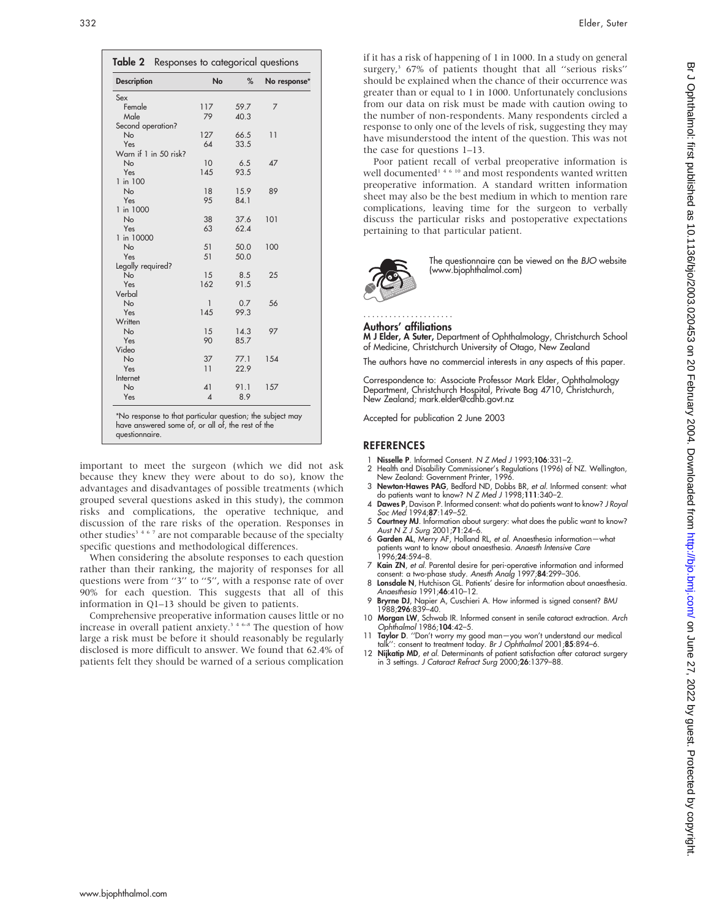**Table 2** Responses to categorical questions

| Description | No | % | No response* |
|---|---|---|---|
| Sex | | | |
| Female | 117 | 59.7 | 7 |
| Male | 79 | 40.3 | |
| Second operation? | | | |
| No | 127 | 66.5 | 11 |
| Yes | 64 | 33.5 | |
| Warn if 1 in 50 risk? | | | |
| No | 10 | 6.5 | 47 |
| Yes | 145 | 93.5 | |
| 1 in 100 | | | |
| No | 18 | 15.9 | 89 |
| Yes | 95 | 84.1 | |
| 1 in 1000 | | | |
| No | 38 | 37.6 | 101 |
| Yes | 63 | 62.4 | |
| 1 in 10000 | | | |
| No | 51 | 50.0 | 100 |
| Yes | 51 | 50.0 | |
| Legally required? | | | |
| No | 15 | 8.5 | 25 |
| Yes | 162 | 91.5 | |
| Verbal | | | |
| No | 1 | 0.7 | 56 |
| Yes | 145 | 99.3 | |
| Written | | | |
| No | 15 | 14.3 | 97 |
| Yes | 90 | 85.7 | |
| Video | | | |
| No | 37 | 77.1 | 154 |
| Yes | 11 | 22.9 | |
| Internet | | | |
| No | 41 | 91.1 | 157 |
| Yes | 4 | 8.9 | |

*No response to that particular question; the subject may have answered some of, or all of, the rest of the questionnaire.

important to meet the surgeon (which we did not ask because they knew they were about to do so), know the advantages and disadvantages of possible treatments (which grouped several questions asked in this study), the common risks and complications, the operative technique, and discussion of the rare risks of the operation. Responses in other studies[3 4 6 7] are not comparable because of the specialty specific questions and methodological differences.

When considering the absolute responses to each question rather than their ranking, the majority of responses for all questions were from "3" to "5", with a response rate of over 90% for each question. This suggests that all of this information in Q1–13 should be given to patients.

Comprehensive preoperative information causes little or no increase in overall patient anxiety.[3 4 6–8] The question of how large a risk must be before it should reasonably be regularly disclosed is more difficult to answer. We found that 62.4% of patients felt they should be warned of a serious complication if it has a risk of happening of 1 in 1000. In a study on general surgery,[3] 67% of patients thought that all "serious risks" should be explained when the chance of their occurrence was greater than or equal to 1 in 1000. Unfortunately conclusions from our data on risk must be made with caution owing to the number of non-respondents. Many respondents circled a response to only one of the levels of risk, suggesting they may have misunderstood the intent of the question. This was not the case for questions 1–13.

Poor patient recall of verbal preoperative information is well documented[1 4 6 10] and most respondents wanted written preoperative information. A standard written information sheet may also be the best medium in which to mention rare complications, leaving time for the surgeon to verbally discuss the particular risks and postoperative expectations pertaining to that particular patient.

The questionnaire can be viewed on the *BJO* website (www.bjophthalmol.com)

### Authors' affiliations

**M J Elder, A Suter,** Department of Ophthalmology, Christchurch School of Medicine, Christchurch University of Otago, New Zealand

The authors have no commercial interests in any aspects of this paper.

Correspondence to: Associate Professor Mark Elder, Ophthalmology Department, Christchurch Hospital, Private Bag 4710, Christchurch, New Zealand; mark.elder@cdhb.govt.nz

Accepted for publication 2 June 2003

## REFERENCES

1. **Nisselle P**. Informed Consent. *N Z Med J* 1993;**106**:331–2.
2. Health and Disability Commissioner's Regulations (1996) of NZ. Wellington, New Zealand: Government Printer, 1996.
3. **Newton-Hawes PAG**, Bedford ND, Dobbs BR, *et al*. Informed consent: what do patients want to know? *N Z Med J* 1998;**111**:340–2.
4. **Dawes P**, Davison P. Informed consent: what do patients want to know? *J Royal Soc Med* 1994;**87**:149–52.
5. **Courtney MJ**. Information about surgery: what does the public want to know? *Aust N Z J Surg* 2001;**71**:24–6.
6. **Garden AL**, Merry AF, Holland RL, *et al*. Anaesthesia information—what patients want to know about anaesthesia. *Anaesth Intensive Care* 1996;**24**:594–8.
7. **Kain ZN**, *et al*. Parental desire for peri-operative information and informed consent: a two-phase study. *Anesth Analg* 1997;**84**:299–306.
8. **Lonsdale N**, Hutchison GL. Patients' desire for information about anaesthesia. *Anaesthesia* 1991;**46**:410–12.
9. **Bryrne DJ**, Napier A, Cuschieri A. How informed is signed consent? *BMJ* 1988;**296**:839–40.
10. **Morgan LW**, Schwab IR. Informed consent in senile cataract extraction. *Arch Ophthalmol* 1986;**104**:42–5.
11. **Taylor D**. "Don't worry my good man—you won't understand our medical talk": consent to treatment today. *Br J Ophthalmol* 2001;**85**:894–6.
12. **Nijkatip MD**, *et al*. Determinants of patient satisfaction after cataract surgery in 3 settings. *J Cataract Refract Surg* 2000;**26**:1379–88.